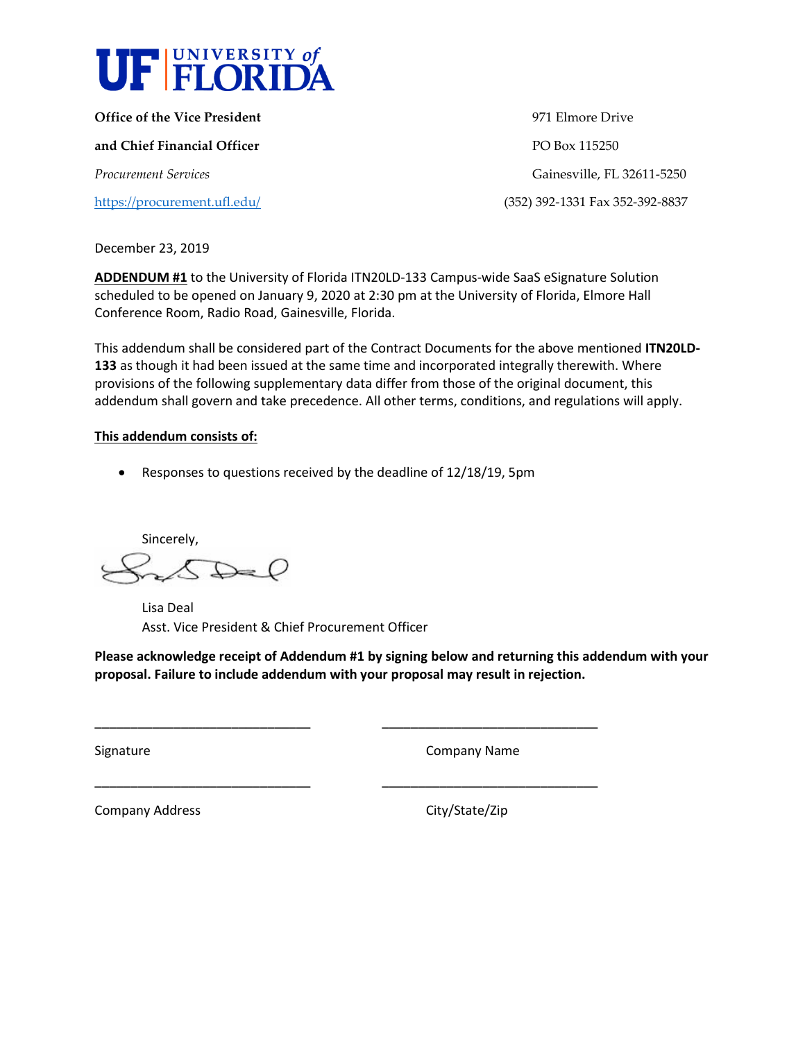# UF | UNIVERSITY of FLORIDA

**Office of the Vice President**

**and Chief Financial Officer**

*Procurement Services*

https://procurement.ufl.edu/

971 Elmore Drive

PO Box 115250

Gainesville, FL 32611-5250

(352) 392-1331 Fax 352-392-8837

December 23, 2019

**ADDENDUM #1** to the University of Florida ITN20LD-133 Campus-wide SaaS eSignature Solution scheduled to be opened on January 9, 2020 at 2:30 pm at the University of Florida, Elmore Hall Conference Room, Radio Road, Gainesville, Florida.

This addendum shall be considered part of the Contract Documents for the above mentioned **ITN20LD-133** as though it had been issued at the same time and incorporated integrally therewith. Where provisions of the following supplementary data differ from those of the original document, this addendum shall govern and take precedence. All other terms, conditions, and regulations will apply.

**This addendum consists of:**

- Responses to questions received by the deadline of 12/18/19, 5pm

Sincerely,

Lisa Deal
Asst. Vice President & Chief Procurement Officer

**Please acknowledge receipt of Addendum #1 by signing below and returning this addendum with your proposal. Failure to include addendum with your proposal may result in rejection.**

\_\_\_\_\_\_\_\_\_\_\_\_\_\_\_\_\_\_\_\_\_\_\_\_\_\_\_\_\_\_ \_\_\_\_\_\_\_\_\_\_\_\_\_\_\_\_\_\_\_\_\_\_\_\_\_\_\_\_\_\_

Signature Company Name

\_\_\_\_\_\_\_\_\_\_\_\_\_\_\_\_\_\_\_\_\_\_\_\_\_\_\_\_\_\_ \_\_\_\_\_\_\_\_\_\_\_\_\_\_\_\_\_\_\_\_\_\_\_\_\_\_\_\_\_\_

Company Address City/State/Zip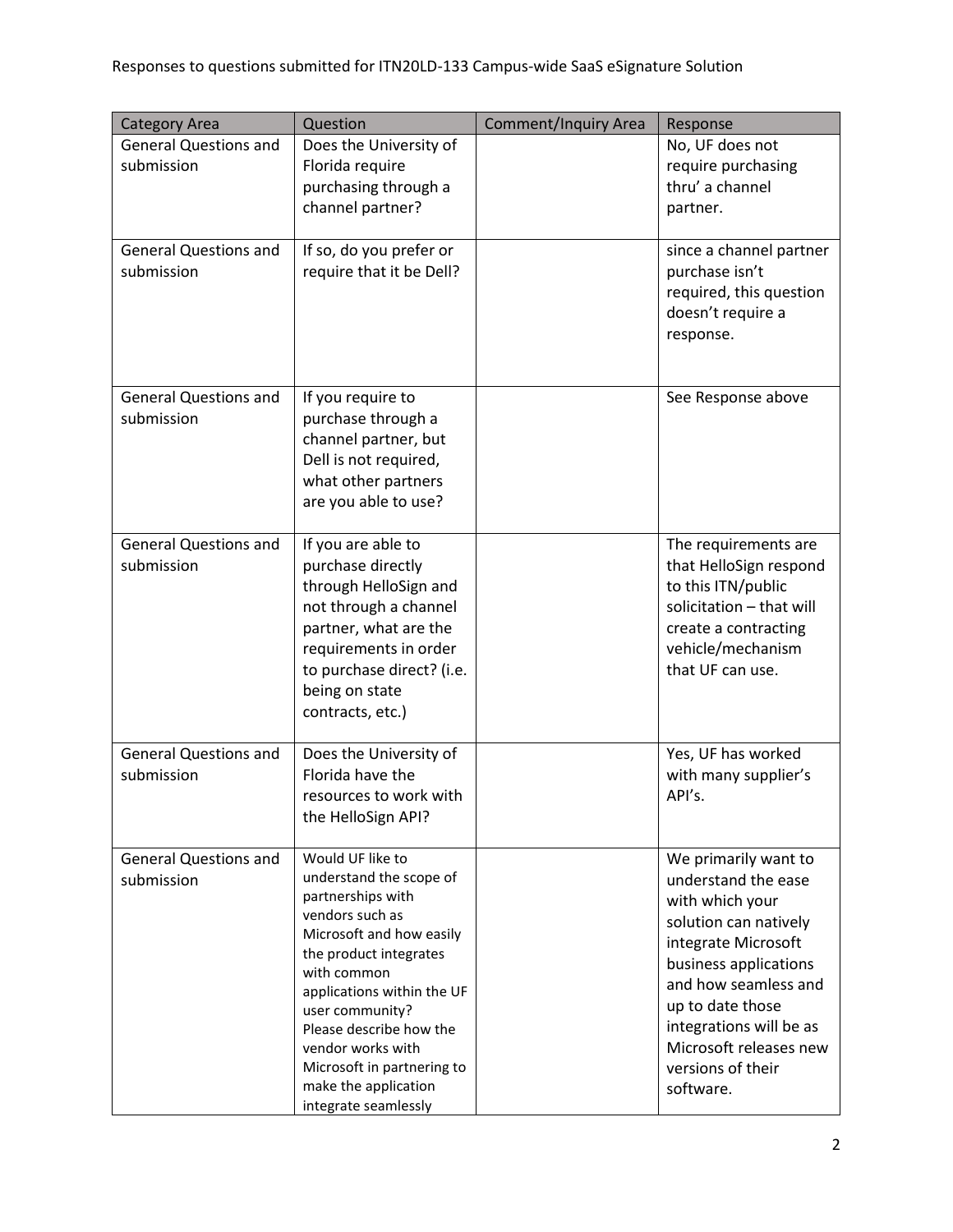Responses to questions submitted for ITN20LD-133 Campus-wide SaaS eSignature Solution

| Category Area | Question | Comment/Inquiry Area | Response |
|---|---|---|---|
| General Questions and submission | Does the University of Florida require purchasing through a channel partner? | | No, UF does not require purchasing thru' a channel partner. |
| General Questions and submission | If so, do you prefer or require that it be Dell? | | since a channel partner purchase isn't required, this question doesn't require a response. |
| General Questions and submission | If you require to purchase through a channel partner, but Dell is not required, what other partners are you able to use? | | See Response above |
| General Questions and submission | If you are able to purchase directly through HelloSign and not through a channel partner, what are the requirements in order to purchase direct? (i.e. being on state contracts, etc.) | | The requirements are that HelloSign respond to this ITN/public solicitation – that will create a contracting vehicle/mechanism that UF can use. |
| General Questions and submission | Does the University of Florida have the resources to work with the HelloSign API? | | Yes, UF has worked with many supplier's API's. |
| General Questions and submission | Would UF like to understand the scope of partnerships with vendors such as Microsoft and how easily the product integrates with common applications within the UF user community? Please describe how the vendor works with Microsoft in partnering to make the application integrate seamlessly | | We primarily want to understand the ease with which your solution can natively integrate Microsoft business applications and how seamless and up to date those integrations will be as Microsoft releases new versions of their software. |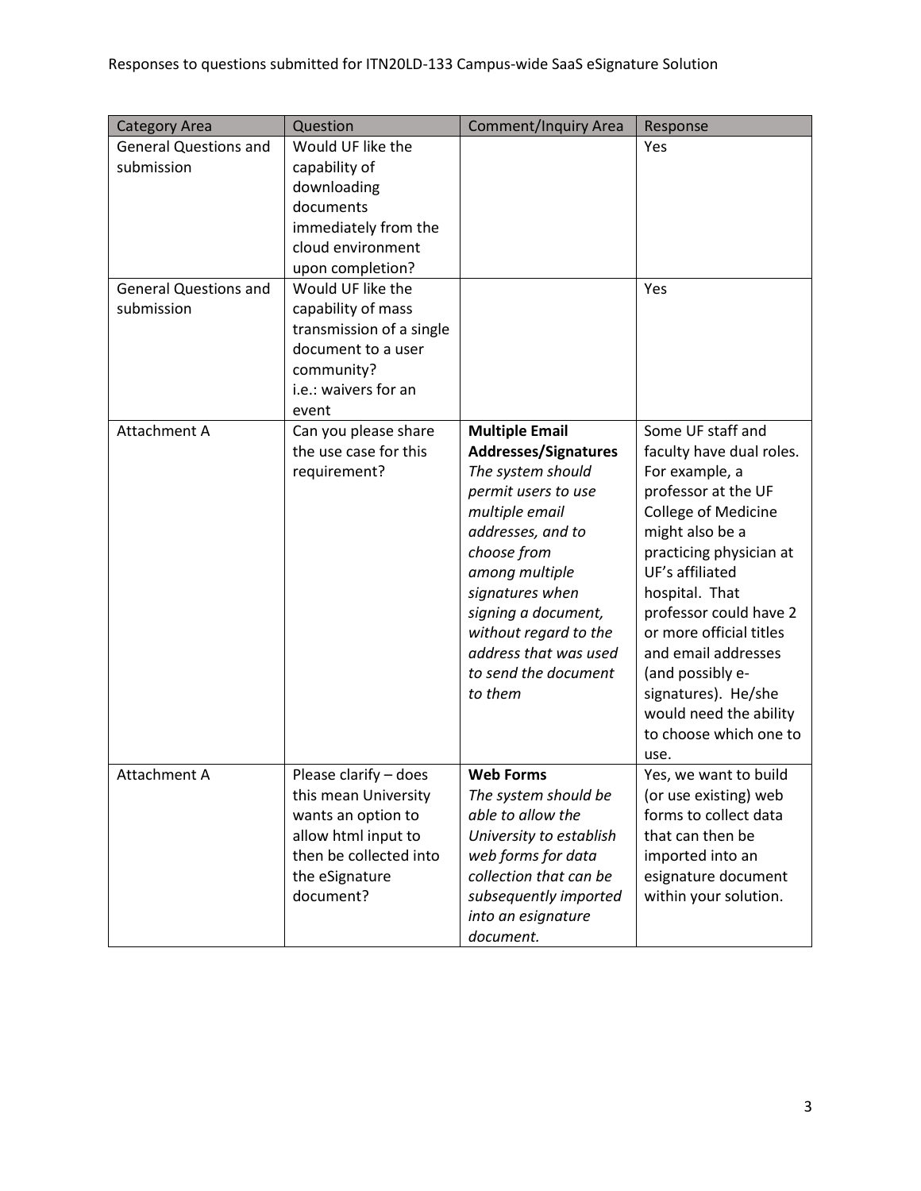| Category Area | Question | Comment/Inquiry Area | Response |
|---|---|---|---|
| General Questions and submission | Would UF like the capability of downloading documents immediately from the cloud environment upon completion? | | Yes |
| General Questions and submission | Would UF like the capability of mass transmission of a single document to a user community? i.e.: waivers for an event | | Yes |
| Attachment A | Can you please share the use case for this requirement? | **Multiple Email Addresses/Signatures** *The system should permit users to use multiple email addresses, and to choose from among multiple signatures when signing a document, without regard to the address that was used to send the document to them* | Some UF staff and faculty have dual roles. For example, a professor at the UF College of Medicine might also be a practicing physician at UF's affiliated hospital. That professor could have 2 or more official titles and email addresses (and possibly e-signatures). He/she would need the ability to choose which one to use. |
| Attachment A | Please clarify – does this mean University wants an option to allow html input to then be collected into the eSignature document? | **Web Forms** *The system should be able to allow the University to establish web forms for data collection that can be subsequently imported into an esignature document.* | Yes, we want to build (or use existing) web forms to collect data that can then be imported into an esignature document within your solution. |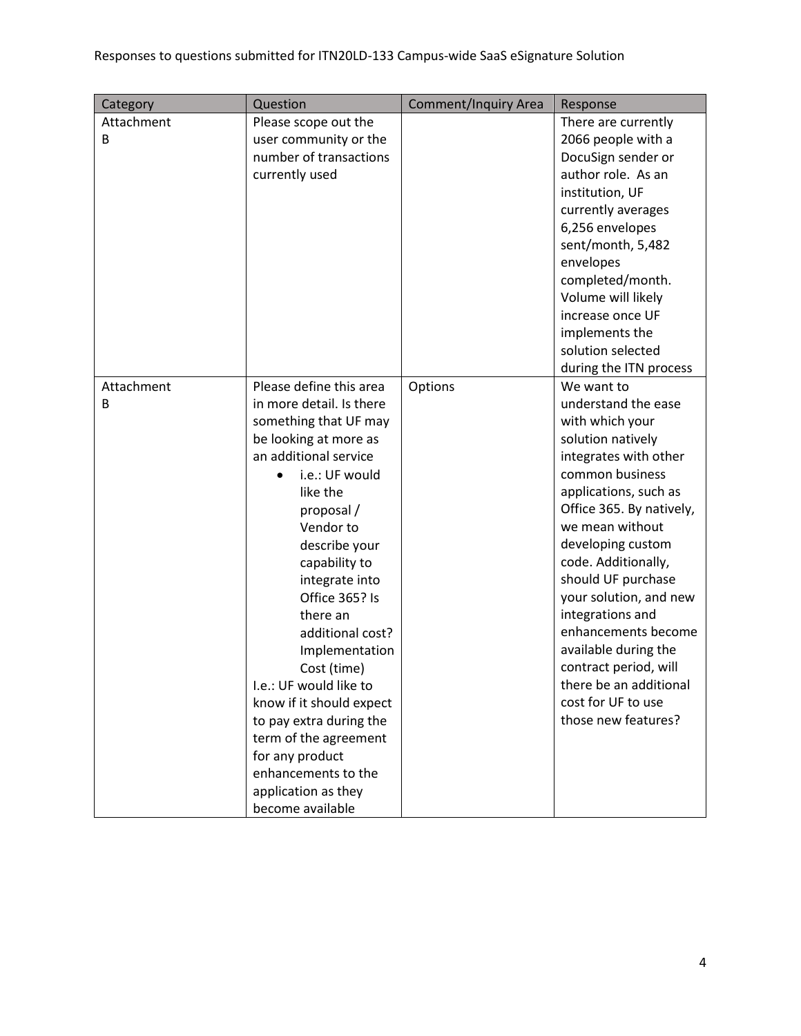| Category | Question | Comment/Inquiry Area | Response |
|---|---|---|---|
| Attachment B | Please scope out the user community or the number of transactions currently used | | There are currently 2066 people with a DocuSign sender or author role. As an institution, UF currently averages 6,256 envelopes sent/month, 5,482 envelopes completed/month. Volume will likely increase once UF implements the solution selected during the ITN process |
| Attachment B | Please define this area in more detail. Is there something that UF may be looking at more as an additional service<br>• i.e.: UF would like the proposal / Vendor to describe your capability to integrate into Office 365? Is there an additional cost? Implementation Cost (time)<br>I.e.: UF would like to know if it should expect to pay extra during the term of the agreement for any product enhancements to the application as they become available | Options | We want to understand the ease with which your solution natively integrates with other common business applications, such as Office 365. By natively, we mean without developing custom code. Additionally, should UF purchase your solution, and new integrations and enhancements become available during the contract period, will there be an additional cost for UF to use those new features? |